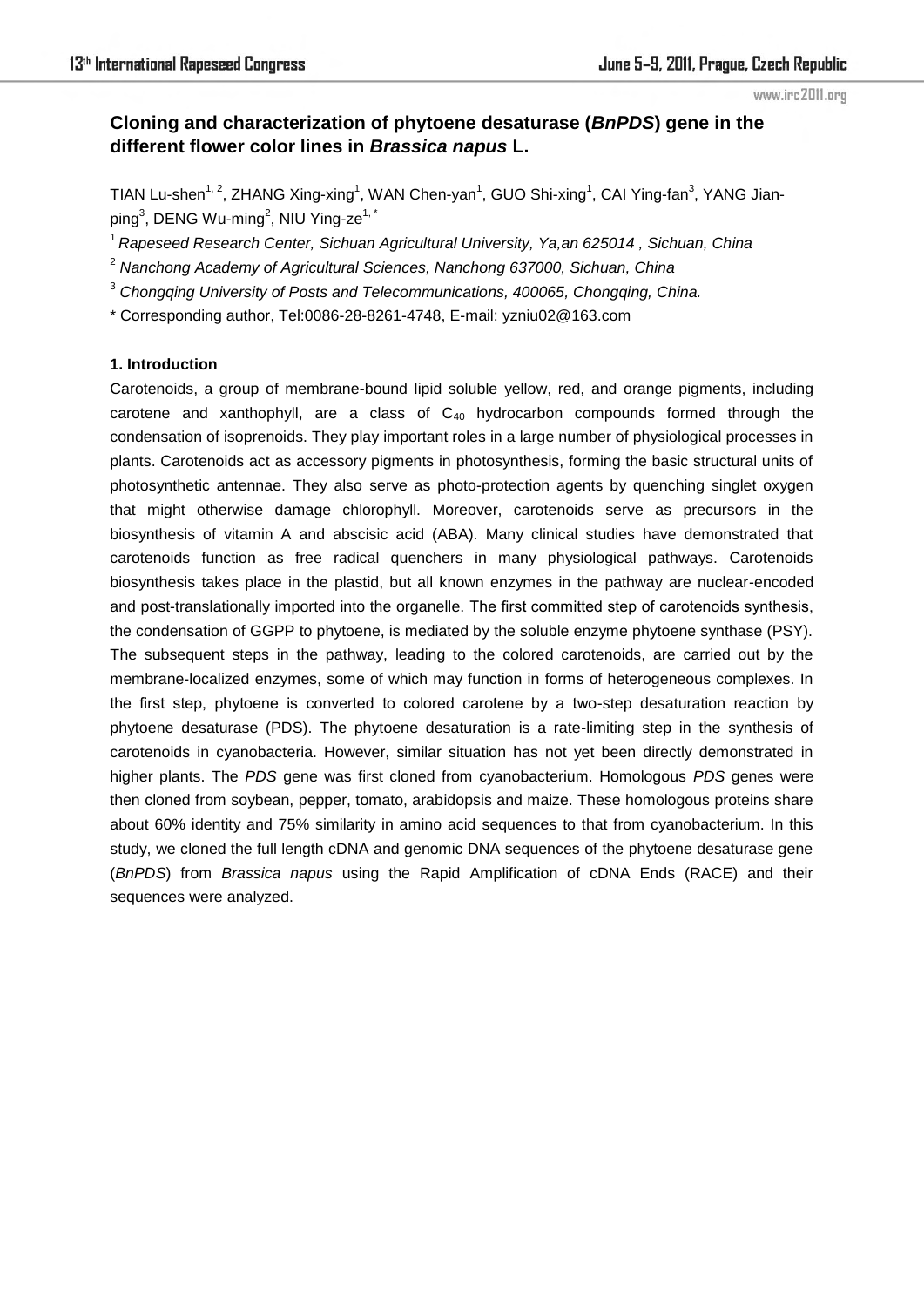# Cloning and characterization of phytoene desaturase (*BnPDS*) gene in the different flower color lines in *Brassica napus* L.

TIAN Lu-shen[1, 2], ZHANG Xing-xing[1], WAN Chen-yan[1], GUO Shi-xing[1], CAI Ying-fan[3], YANG Jian-ping[3], DENG Wu-ming[2], NIU Ying-ze[1, *]

[1] *Rapeseed Research Center, Sichuan Agricultural University, Ya,an 625014 , Sichuan, China*

[2] *Nanchong Academy of Agricultural Sciences, Nanchong 637000, Sichuan, China*

[3] *Chongqing University of Posts and Telecommunications, 400065, Chongqing, China.*

\* Corresponding author, Tel:0086-28-8261-4748, E-mail: yzniu02@163.com

## 1. Introduction

Carotenoids, a group of membrane-bound lipid soluble yellow, red, and orange pigments, including carotene and xanthophyll, are a class of $C_{40}$ hydrocarbon compounds formed through the condensation of isoprenoids. They play important roles in a large number of physiological processes in plants. Carotenoids act as accessory pigments in photosynthesis, forming the basic structural units of photosynthetic antennae. They also serve as photo-protection agents by quenching singlet oxygen that might otherwise damage chlorophyll. Moreover, carotenoids serve as precursors in the biosynthesis of vitamin A and abscisic acid (ABA). Many clinical studies have demonstrated that carotenoids function as free radical quenchers in many physiological pathways. Carotenoids biosynthesis takes place in the plastid, but all known enzymes in the pathway are nuclear-encoded and post-translationally imported into the organelle. The first committed step of carotenoids synthesis, the condensation of GGPP to phytoene, is mediated by the soluble enzyme phytoene synthase (PSY). The subsequent steps in the pathway, leading to the colored carotenoids, are carried out by the membrane-localized enzymes, some of which may function in forms of heterogeneous complexes. In the first step, phytoene is converted to colored carotene by a two-step desaturation reaction by phytoene desaturase (PDS). The phytoene desaturation is a rate-limiting step in the synthesis of carotenoids in cyanobacteria. However, similar situation has not yet been directly demonstrated in higher plants. The *PDS* gene was first cloned from cyanobacterium. Homologous *PDS* genes were then cloned from soybean, pepper, tomato, arabidopsis and maize. These homologous proteins share about 60% identity and 75% similarity in amino acid sequences to that from cyanobacterium. In this study, we cloned the full length cDNA and genomic DNA sequences of the phytoene desaturase gene (*BnPDS*) from *Brassica napus* using the Rapid Amplification of cDNA Ends (RACE) and their sequences were analyzed.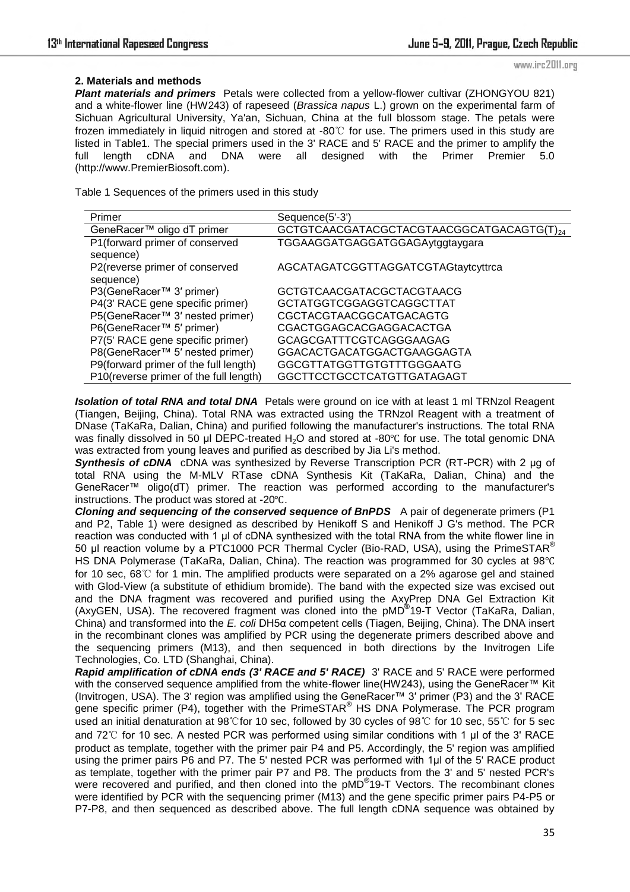## 2. Materials and methods

***Plant materials and primers*** Petals were collected from a yellow-flower cultivar (ZHONGYOU 821) and a white-flower line (HW243) of rapeseed (*Brassica napus* L.) grown on the experimental farm of Sichuan Agricultural University, Ya'an, Sichuan, China at the full blossom stage. The petals were frozen immediately in liquid nitrogen and stored at -80℃ for use. The primers used in this study are listed in Table1. The special primers used in the 3' RACE and 5' RACE and the primer to amplify the full length cDNA and DNA were all designed with the Primer Premier 5.0 (http://www.PremierBiosoft.com).

Table 1 Sequences of the primers used in this study

| Primer | Sequence(5'-3') |
|---|---|
| GeneRacer™ oligo dT primer | GCTGTCAACGATACGCTACGTAACGGCATGACAGTG(T)$_{24}$ |
| P1(forward primer of conserved sequence) | TGGAAGGATGAGGATGGAGAytggtaygara |
| P2(reverse primer of conserved sequence) | AGCATAGATCGGTTAGGATCGTAGtaytcyttrca |
| P3(GeneRacer™ 3′ primer) | GCTGTCAACGATACGCTACGTAACG |
| P4(3' RACE gene specific primer) | GCTATGGTCGGAGGTCAGGCTTAT |
| P5(GeneRacer™ 3′ nested primer) | CGCTACGTAACGGCATGACAGTG |
| P6(GeneRacer™ 5′ primer) | CGACTGGAGCACGAGGACACTGA |
| P7(5' RACE gene specific primer) | GCAGCGATTTCGTCAGGGAAGAG |
| P8(GeneRacer™ 5′ nested primer) | GGACACTGACATGGACTGAAGGAGTA |
| P9(forward primer of the full length) | GGCGTTATGGTTGTGTTTGGGAATG |
| P10(reverse primer of the full length) | GGCTTCCTGCCTCATGTTGATAGAGT |

***Isolation of total RNA and total DNA*** Petals were ground on ice with at least 1 ml TRNzol Reagent (Tiangen, Beijing, China). Total RNA was extracted using the TRNzol Reagent with a treatment of DNase (TaKaRa, Dalian, China) and purified following the manufacturer's instructions. The total RNA was finally dissolved in 50 µl DEPC-treated $H_2O$ and stored at -80℃ for use. The total genomic DNA was extracted from young leaves and purified as described by Jia Li's method.

***Synthesis of cDNA*** cDNA was synthesized by Reverse Transcription PCR (RT-PCR) with 2 µg of total RNA using the M-MLV RTase cDNA Synthesis Kit (TaKaRa, Dalian, China) and the GeneRacer™ oligo(dT) primer. The reaction was performed according to the manufacturer's instructions. The product was stored at -20℃.

***Cloning and sequencing of the conserved sequence of BnPDS*** A pair of degenerate primers (P1 and P2, Table 1) were designed as described by Henikoff S and Henikoff J G's method. The PCR reaction was conducted with 1 µl of cDNA synthesized with the total RNA from the white flower line in 50 µl reaction volume by a PTC1000 PCR Thermal Cycler (Bio-RAD, USA), using the PrimeSTAR® HS DNA Polymerase (TaKaRa, Dalian, China). The reaction was programmed for 30 cycles at 98℃ for 10 sec, 68℃ for 1 min. The amplified products were separated on a 2% agarose gel and stained with Glod-View (a substitute of ethidium bromide). The band with the expected size was excised out and the DNA fragment was recovered and purified using the AxyPrep DNA Gel Extraction Kit (AxyGEN, USA). The recovered fragment was cloned into the pMD®19-T Vector (TaKaRa, Dalian, China) and transformed into the *E. coli* DH5α competent cells (Tiagen, Beijing, China). The DNA insert in the recombinant clones was amplified by PCR using the degenerate primers described above and the sequencing primers (M13), and then sequenced in both directions by the Invitrogen Life Technologies, Co. LTD (Shanghai, China).

***Rapid amplification of cDNA ends (3' RACE and 5' RACE)*** 3' RACE and 5' RACE were performed with the conserved sequence amplified from the white-flower line(HW243), using the GeneRacer™ Kit (Invitrogen, USA). The 3' region was amplified using the GeneRacer™ 3′ primer (P3) and the 3' RACE gene specific primer (P4), together with the PrimeSTAR® HS DNA Polymerase. The PCR program used an initial denaturation at 98℃for 10 sec, followed by 30 cycles of 98℃ for 10 sec, 55℃ for 5 sec and 72℃ for 10 sec. A nested PCR was performed using similar conditions with 1 µl of the 3' RACE product as template, together with the primer pair P4 and P5. Accordingly, the 5' region was amplified using the primer pairs P6 and P7. The 5' nested PCR was performed with 1µl of the 5' RACE product as template, together with the primer pair P7 and P8. The products from the 3' and 5' nested PCR's were recovered and purified, and then cloned into the pMD®19-T Vectors. The recombinant clones were identified by PCR with the sequencing primer (M13) and the gene specific primer pairs P4-P5 or P7-P8, and then sequenced as described above. The full length cDNA sequence was obtained by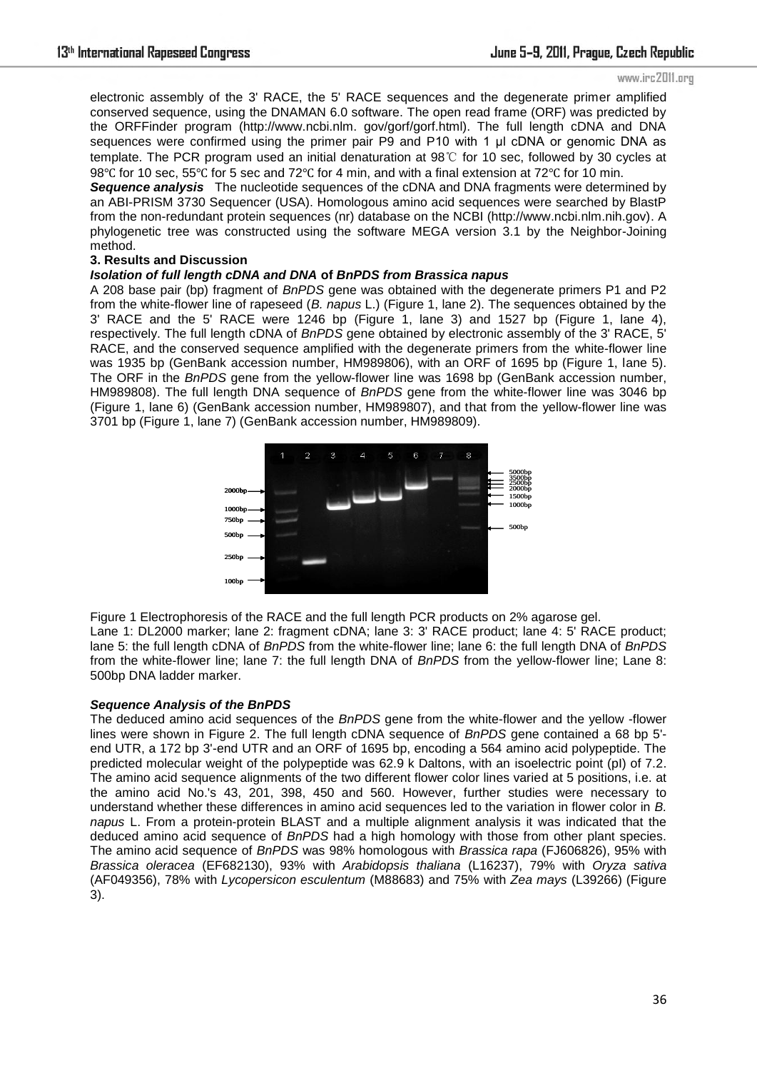electronic assembly of the 3' RACE, the 5' RACE sequences and the degenerate primer amplified conserved sequence, using the DNAMAN 6.0 software. The open read frame (ORF) was predicted by the ORFFinder program (http://www.ncbi.nlm. gov/gorf/gorf.html). The full length cDNA and DNA sequences were confirmed using the primer pair P9 and P10 with 1 μl cDNA or genomic DNA as template. The PCR program used an initial denaturation at 98℃ for 10 sec, followed by 30 cycles at 98℃ for 10 sec, 55℃ for 5 sec and 72℃ for 4 min, and with a final extension at 72℃ for 10 min.

***Sequence analysis*** The nucleotide sequences of the cDNA and DNA fragments were determined by an ABI-PRISM 3730 Sequencer (USA). Homologous amino acid sequences were searched by BlastP from the non-redundant protein sequences (nr) database on the NCBI (http://www.ncbi.nlm.nih.gov). A phylogenetic tree was constructed using the software MEGA version 3.1 by the Neighbor-Joining method.

### 3. Results and Discussion

#### *Isolation of full length cDNA and DNA* of *BnPDS from Brassica napus*

A 208 base pair (bp) fragment of *BnPDS* gene was obtained with the degenerate primers P1 and P2 from the white-flower line of rapeseed (*B. napus* L.) (Figure 1, lane 2). The sequences obtained by the 3' RACE and the 5' RACE were 1246 bp (Figure 1, lane 3) and 1527 bp (Figure 1, lane 4), respectively. The full length cDNA of *BnPDS* gene obtained by electronic assembly of the 3' RACE, 5' RACE, and the conserved sequence amplified with the degenerate primers from the white-flower line was 1935 bp (GenBank accession number, HM989806), with an ORF of 1695 bp (Figure 1, lane 5). The ORF in the *BnPDS* gene from the yellow-flower line was 1698 bp (GenBank accession number, HM989808). The full length DNA sequence of *BnPDS* gene from the white-flower line was 3046 bp (Figure 1, lane 6) (GenBank accession number, HM989807), and that from the yellow-flower line was 3701 bp (Figure 1, lane 7) (GenBank accession number, HM989809).

Figure 1 Electrophoresis of the RACE and the full length PCR products on 2% agarose gel.
Lane 1: DL2000 marker; lane 2: fragment cDNA; lane 3: 3' RACE product; lane 4: 5' RACE product; lane 5: the full length cDNA of *BnPDS* from the white-flower line; lane 6: the full length DNA of *BnPDS* from the white-flower line; lane 7: the full length DNA of *BnPDS* from the yellow-flower line; Lane 8: 500bp DNA ladder marker.

#### *Sequence Analysis of the BnPDS*

The deduced amino acid sequences of the *BnPDS* gene from the white-flower and the yellow -flower lines were shown in Figure 2. The full length cDNA sequence of *BnPDS* gene contained a 68 bp 5'-end UTR, a 172 bp 3'-end UTR and an ORF of 1695 bp, encoding a 564 amino acid polypeptide. The predicted molecular weight of the polypeptide was 62.9 k Daltons, with an isoelectric point (pI) of 7.2. The amino acid sequence alignments of the two different flower color lines varied at 5 positions, i.e. at the amino acid No.'s 43, 201, 398, 450 and 560. However, further studies were necessary to understand whether these differences in amino acid sequences led to the variation in flower color in *B. napus* L. From a protein-protein BLAST and a multiple alignment analysis it was indicated that the deduced amino acid sequence of *BnPDS* had a high homology with those from other plant species. The amino acid sequence of *BnPDS* was 98% homologous with *Brassica rapa* (FJ606826), 95% with *Brassica oleracea* (EF682130), 93% with *Arabidopsis thaliana* (L16237), 79% with *Oryza sativa* (AF049356), 78% with *Lycopersicon esculentum* (M88683) and 75% with *Zea mays* (L39266) (Figure 3).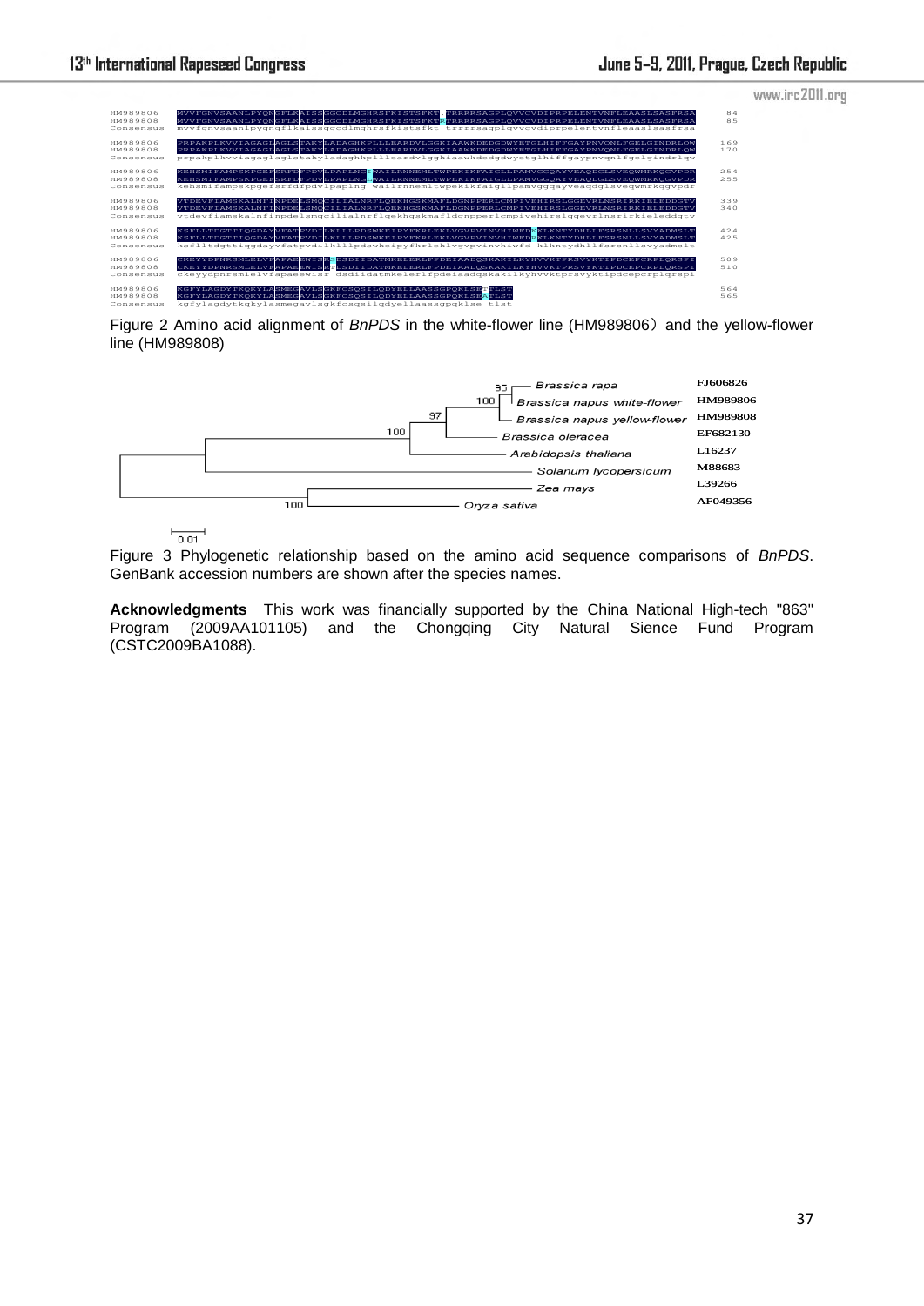```
HM989806   MVVFGNVSAANLPYQNGFLKAISSGGCDLMGHRSFKISTSFKT-TRRRRSAGPLQVVCVDIPRPELENTVNFLEAASLSASFRSA   84
HM989808   MVVFGNVSAANLPYQNGFLKAISSGGCDLMGHRSFKISTSFKTRTRRRRSAGPLQVVCVDIPRPELENTVNFLEAASLSASFRSA   85
Consensus  mvvfgnvsaanlpyqngflkaissggcdlmghrsfkistsfkt trrrrsagplqvvcvdiprpelentvnfleaaslsasfrsa

HM989806   PRPAKPLKVVIAGAGLAGLSTAKYLADAGHKPLLLEARDVLGGKIAAWKDEDGDWYETGLHIFFGAYPNVQNLFGELGINDRLQW   169
HM989808   PRPAKPLKVVIAGAGLAGLSTAKYLADAGHKPLLLEARDVLGGKIAAWKDEDGDWYETGLHIFFGAYPNVQNLFGELGINDRLQW   170
Consensus  prpakplkvviagaglaglstakyladaghkpllleardvlggkiaawkdedgdwyetglhiffgaypnvqnlfgelgindrlqw

HM989806   KEHSMIFAMPSKPGEFSRFDFPDVLPAPLNGSWAILRNNEMLTWPEKIKFAIGLLPAMVGGQAYVEAQDGLSVEQWMRKQGVPDR   254
HM989808   KEHSMIFAMPSKPGEFSRFDFPDVLPAPLNGIWAILRNNEMLTWPEKIKFAIGLLPAMVGGQAYVEAQDGLSVEQWMRKQGVPDR   255
Consensus  kehsmifampskpgefsrfdfpdvlpaplng wailrnnemltwpekikfaigllpamvggqayveaqdglsveqwmrkqgvpdr

HM989806   VTDEVFIAMSKALNFINPDELSMQCILIALNRFLQEKHGSKMAFLDGNPPERLCMPIVEHIRSLGGEVRLNSRIRKIELEDDGTV   339
HM989808   VTDEVFIAMSKALNFINPDELSMQCILIALNRFLQEKHGSKMAFLDGNPPERLCMPIVEHIRSLGGEVRLNSRIRKIELEDDGTV   340
Consensus  vtdevfiamskalnfinpdelsmqcilialnrflqekhgskmafldgnpperlcmpivehirslggevrlnsrirkieleddgtv

HM989806   KSFLLTDGTTIQGDAYVFATPVDILKLLLPDSWKEIPYFKRLEKLVGVPVINVHIWFDRKLKNTYDHLLFSRSNLLSVYADMSLT   424
HM989808   KSFLLTDGTTIQGDAYVFATPVDILKLLLPDSWKEIPYFKRLEKLVGVPVINVHIWFDQKLKNTYDHLLFSRSNLLSVYADMSLT   425
Consensus  ksflltdgttiqgdayvfatpvdilklllpdswkeipyfkrleklvgvpvinvhiwfd klkntydhllfsrsnllsvyadmslt

HM989806   CKEYYDPNRSMLELVFAPAEEWISRSDSDIIDATMKELERLFPDEIAADQSKAKILKYHVVKTPRSVYKTIPDCEPCRPLQRSPI   509
HM989808   CKEYYDPNRSMLELVFAPAEEWISRRDSDIIDATMKELERLFPDEIAADQSKAKILKYHVVKTPRSVYKTIPDCEPCRPLQRSPI   510
Consensus  ckeyydpnrsmlelvfapaeewisr dsdiidatmkelerlfpdeiaadqskakilkyhvvktprsvyktipdcepcrplqrspi

HM989806   KGFYLAGDYTKQKYLASMEGAVLSGKFCSQSILQDYELLAASSGPQKLSE-TLST   564
HM989808   KGFYLAGDYTKQKYLASMEGAVLSGKFCSQSILQDYELLAASSGPQKLSEATLST   565
Consensus  kgfylagdytkqkylasmegavlsgkfcsqsilqdyellaassgpqklse tlst
```

Figure 2 Amino acid alignment of *BnPDS* in the white-flower line (HM989806) and the yellow-flower line (HM989808)

95
100
97
100
100
Brassica rapa FJ606826
Brassica napus white-flower HM989806
Brassica napus yellow-flower HM989808
Brassica oleracea EF682130
Arabidopsis thaliana L16237
Solanum lycopersicum M88683
Zea mays L39266
Oryza sativa AF049356
0.01

Figure 3 Phylogenetic relationship based on the amino acid sequence comparisons of *BnPDS*. GenBank accession numbers are shown after the species names.

**Acknowledgments** This work was financially supported by the China National High-tech "863" Program (2009AA101105) and the Chongqing City Natural Sience Fund Program (CSTC2009BA1088).